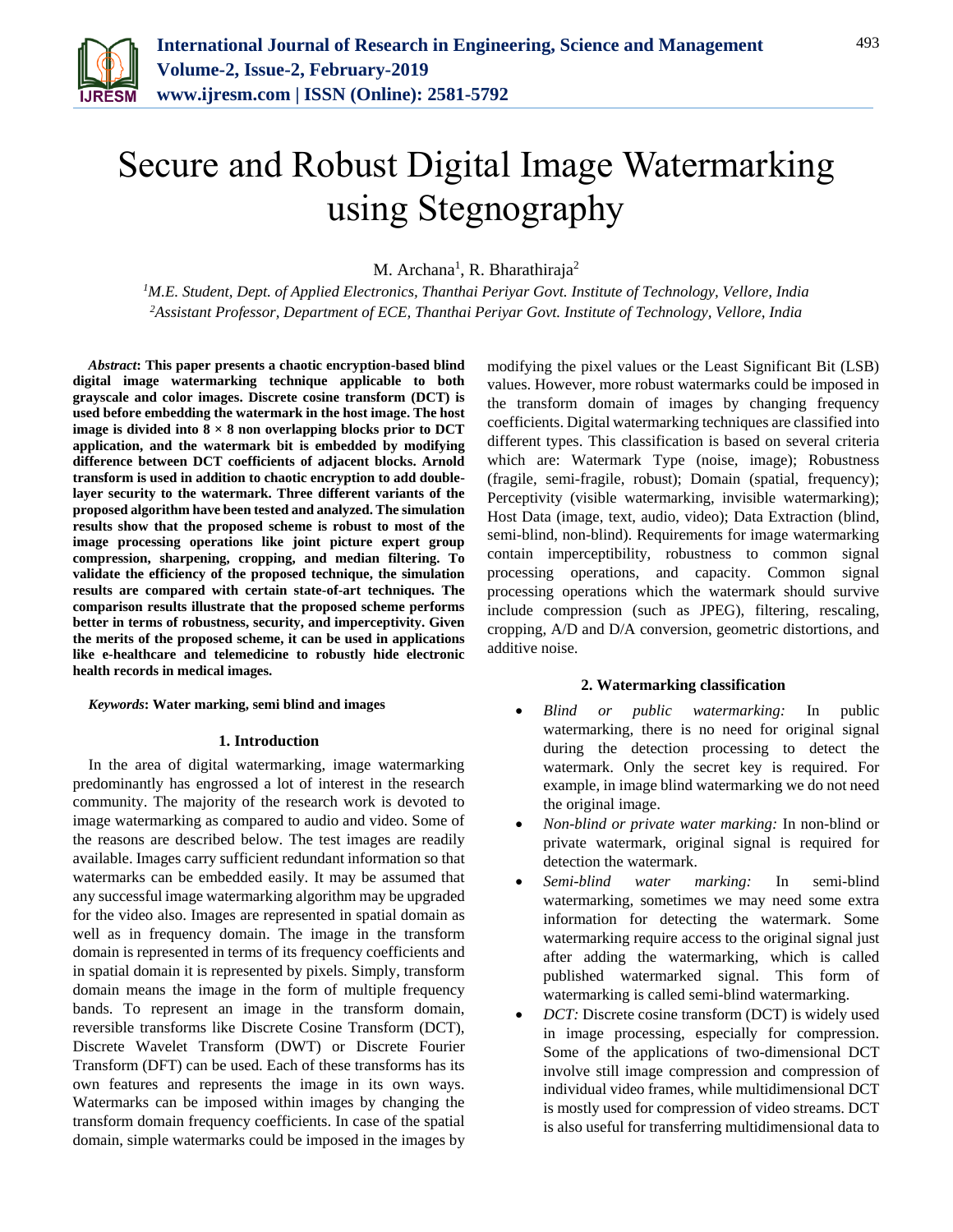# Secure and Robust Digital Image Watermarking using Stegnography

M. Archana[1], R. Bharathiraja[2]

[1]M.E. Student, Dept. of Applied Electronics, Thanthai Periyar Govt. Institute of Technology, Vellore, India
[2]Assistant Professor, Department of ECE, Thanthai Periyar Govt. Institute of Technology, Vellore, India

***Abstract*: This paper presents a chaotic encryption-based blind digital image watermarking technique applicable to both grayscale and color images. Discrete cosine transform (DCT) is used before embedding the watermark in the host image. The host image is divided into 8 × 8 non overlapping blocks prior to DCT application, and the watermark bit is embedded by modifying difference between DCT coefficients of adjacent blocks. Arnold transform is used in addition to chaotic encryption to add double-layer security to the watermark. Three different variants of the proposed algorithm have been tested and analyzed. The simulation results show that the proposed scheme is robust to most of the image processing operations like joint picture expert group compression, sharpening, cropping, and median filtering. To validate the efficiency of the proposed technique, the simulation results are compared with certain state-of-art techniques. The comparison results illustrate that the proposed scheme performs better in terms of robustness, security, and imperceptivity. Given the merits of the proposed scheme, it can be used in applications like e-healthcare and telemedicine to robustly hide electronic health records in medical images.**

***Keywords*: Water marking, semi blind and images**

## 1. Introduction

In the area of digital watermarking, image watermarking predominantly has engrossed a lot of interest in the research community. The majority of the research work is devoted to image watermarking as compared to audio and video. Some of the reasons are described below. The test images are readily available. Images carry sufficient redundant information so that watermarks can be embedded easily. It may be assumed that any successful image watermarking algorithm may be upgraded for the video also. Images are represented in spatial domain as well as in frequency domain. The image in the transform domain is represented in terms of its frequency coefficients and in spatial domain it is represented by pixels. Simply, transform domain means the image in the form of multiple frequency bands. To represent an image in the transform domain, reversible transforms like Discrete Cosine Transform (DCT), Discrete Wavelet Transform (DWT) or Discrete Fourier Transform (DFT) can be used. Each of these transforms has its own features and represents the image in its own ways. Watermarks can be imposed within images by changing the transform domain frequency coefficients. In case of the spatial domain, simple watermarks could be imposed in the images by modifying the pixel values or the Least Significant Bit (LSB) values. However, more robust watermarks could be imposed in the transform domain of images by changing frequency coefficients. Digital watermarking techniques are classified into different types. This classification is based on several criteria which are: Watermark Type (noise, image); Robustness (fragile, semi-fragile, robust); Domain (spatial, frequency); Perceptivity (visible watermarking, invisible watermarking); Host Data (image, text, audio, video); Data Extraction (blind, semi-blind, non-blind). Requirements for image watermarking contain imperceptibility, robustness to common signal processing operations, and capacity. Common signal processing operations which the watermark should survive include compression (such as JPEG), filtering, rescaling, cropping, A/D and D/A conversion, geometric distortions, and additive noise.

## 2. Watermarking classification

- *Blind or public watermarking:* In public watermarking, there is no need for original signal during the detection processing to detect the watermark. Only the secret key is required. For example, in image blind watermarking we do not need the original image.
- *Non-blind or private water marking:* In non-blind or private watermark, original signal is required for detection the watermark.
- *Semi-blind water marking:* In semi-blind watermarking, sometimes we may need some extra information for detecting the watermark. Some watermarking require access to the original signal just after adding the watermarking, which is called published watermarked signal. This form of watermarking is called semi-blind watermarking.
- *DCT:* Discrete cosine transform (DCT) is widely used in image processing, especially for compression. Some of the applications of two-dimensional DCT involve still image compression and compression of individual video frames, while multidimensional DCT is mostly used for compression of video streams. DCT is also useful for transferring multidimensional data to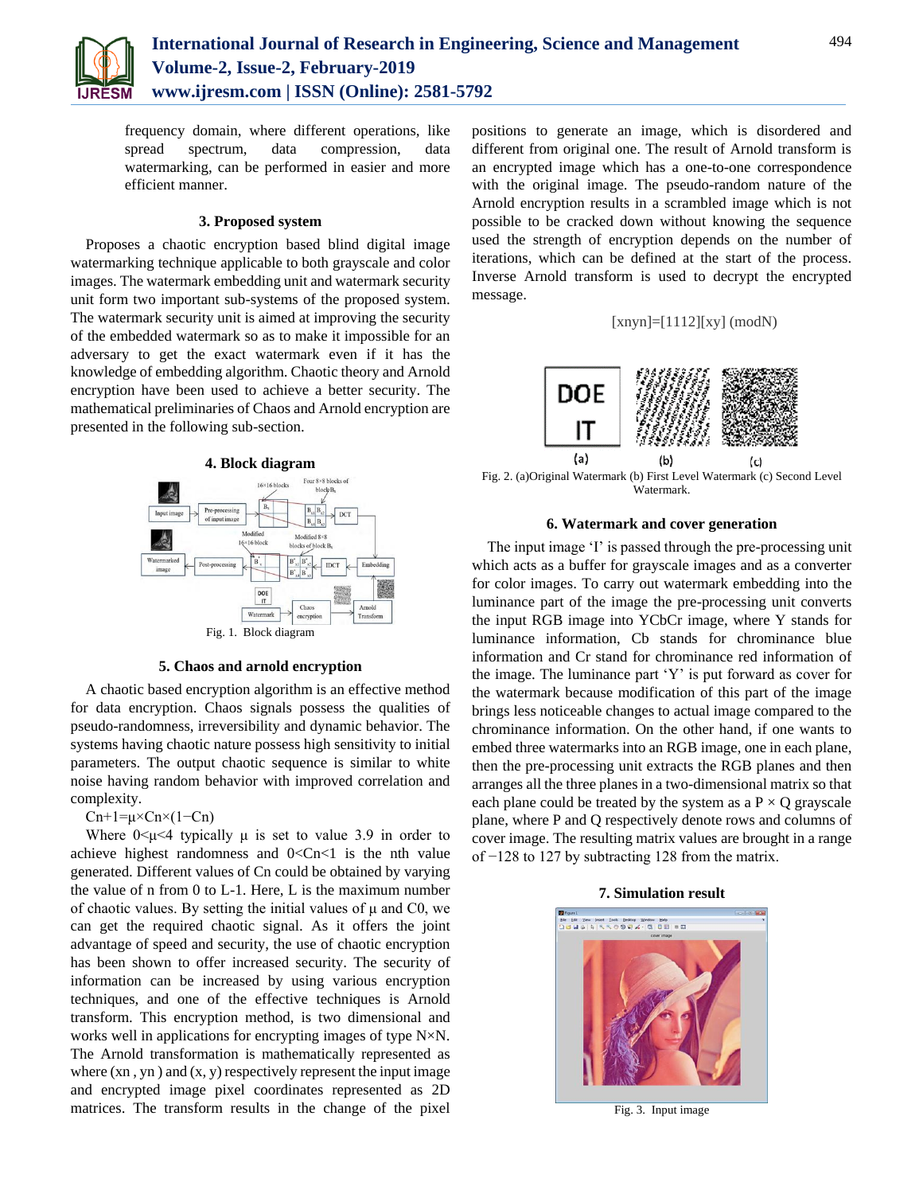frequency domain, where different operations, like spread spectrum, data compression, data watermarking, can be performed in easier and more efficient manner.

## 3. Proposed system

Proposes a chaotic encryption based blind digital image watermarking technique applicable to both grayscale and color images. The watermark embedding unit and watermark security unit form two important sub-systems of the proposed system. The watermark security unit is aimed at improving the security of the embedded watermark so as to make it impossible for an adversary to get the exact watermark even if it has the knowledge of embedding algorithm. Chaotic theory and Arnold encryption have been used to achieve a better security. The mathematical preliminaries of Chaos and Arnold encryption are presented in the following sub-section.

## 4. Block diagram

Fig. 1. Block diagram

## 5. Chaos and arnold encryption

A chaotic based encryption algorithm is an effective method for data encryption. Chaos signals possess the qualities of pseudo-randomness, irreversibility and dynamic behavior. The systems having chaotic nature possess high sensitivity to initial parameters. The output chaotic sequence is similar to white noise having random behavior with improved correlation and complexity.

$$C_{n+1}=\mu\times C_n\times(1-C_n)$$

Where $0<\mu<4$ typically $\mu$ is set to value 3.9 in order to achieve highest randomness and $0<C_n<1$ is the nth value generated. Different values of $C_n$ could be obtained by varying the value of n from 0 to L-1. Here, L is the maximum number of chaotic values. By setting the initial values of $\mu$ and $C_0$, we can get the required chaotic signal. As it offers the joint advantage of speed and security, the use of chaotic encryption has been shown to offer increased security. The security of information can be increased by using various encryption techniques, and one of the effective techniques is Arnold transform. This encryption method, is two dimensional and works well in applications for encrypting images of type N×N. The Arnold transformation is mathematically represented as where $(x_n, y_n)$ and $(x, y)$ respectively represent the input image and encrypted image pixel coordinates represented as 2D matrices. The transform results in the change of the pixel positions to generate an image, which is disordered and different from original one. The result of Arnold transform is an encrypted image which has a one-to-one correspondence with the original image. The pseudo-random nature of the Arnold encryption results in a scrambled image which is not possible to be cracked down without knowing the sequence used the strength of encryption depends on the number of iterations, which can be defined at the start of the process. Inverse Arnold transform is used to decrypt the encrypted message.

$$\begin{bmatrix} x_n \\ y_n \end{bmatrix}=\begin{bmatrix} 1 & 1 \\ 1 & 2 \end{bmatrix}\begin{bmatrix} x \\ y \end{bmatrix} \pmod N$$

Fig. 2. (a)Original Watermark (b) First Level Watermark (c) Second Level Watermark.

## 6. Watermark and cover generation

The input image 'I' is passed through the pre-processing unit which acts as a buffer for grayscale images and as a converter for color images. To carry out watermark embedding into the luminance part of the image the pre-processing unit converts the input RGB image into YCbCr image, where Y stands for luminance information, Cb stands for chrominance blue information and Cr stand for chrominance red information of the image. The luminance part 'Y' is put forward as cover for the watermark because modification of this part of the image brings less noticeable changes to actual image compared to the chrominance information. On the other hand, if one wants to embed three watermarks into an RGB image, one in each plane, then the pre-processing unit extracts the RGB planes and then arranges all the three planes in a two-dimensional matrix so that each plane could be treated by the system as a P × Q grayscale plane, where P and Q respectively denote rows and columns of cover image. The resulting matrix values are brought in a range of −128 to 127 by subtracting 128 from the matrix.

## 7. Simulation result

Fig. 3. Input image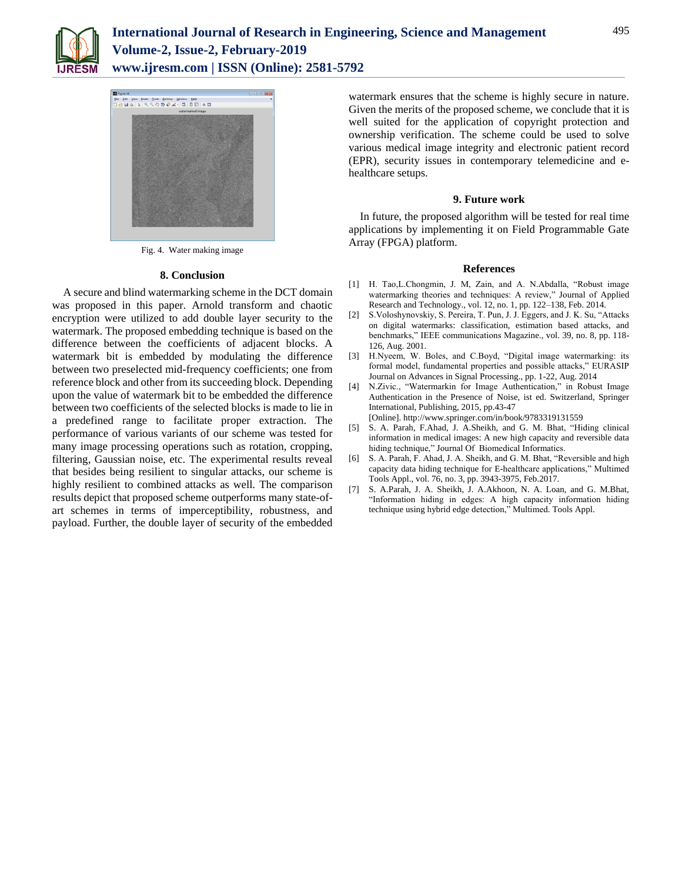Fig. 4. Water making image

## 8. Conclusion

A secure and blind watermarking scheme in the DCT domain was proposed in this paper. Arnold transform and chaotic encryption were utilized to add double layer security to the watermark. The proposed embedding technique is based on the difference between the coefficients of adjacent blocks. A watermark bit is embedded by modulating the difference between two preselected mid-frequency coefficients; one from reference block and other from its succeeding block. Depending upon the value of watermark bit to be embedded the difference between two coefficients of the selected blocks is made to lie in a predefined range to facilitate proper extraction. The performance of various variants of our scheme was tested for many image processing operations such as rotation, cropping, filtering, Gaussian noise, etc. The experimental results reveal that besides being resilient to singular attacks, our scheme is highly resilient to combined attacks as well. The comparison results depict that proposed scheme outperforms many state-of-art schemes in terms of imperceptibility, robustness, and payload. Further, the double layer of security of the embedded watermark ensures that the scheme is highly secure in nature. Given the merits of the proposed scheme, we conclude that it is well suited for the application of copyright protection and ownership verification. The scheme could be used to solve various medical image integrity and electronic patient record (EPR), security issues in contemporary telemedicine and e-healthcare setups.

## 9. Future work

In future, the proposed algorithm will be tested for real time applications by implementing it on Field Programmable Gate Array (FPGA) platform.

## References

[1] H. Tao,L.Chongmin, J. M, Zain, and A. N.Abdalla, "Robust image watermarking theories and techniques: A review," Journal of Applied Research and Technology., vol. 12, no. 1, pp. 122–138, Feb. 2014.

[2] S.Voloshynovskiy, S. Pereira, T. Pun, J. J. Eggers, and J. K. Su, "Attacks on digital watermarks: classification, estimation based attacks, and benchmarks," IEEE communications Magazine., vol. 39, no. 8, pp. 118-126, Aug. 2001.

[3] H.Nyeem, W. Boles, and C.Boyd, "Digital image watermarking: its formal model, fundamental properties and possible attacks," EURASIP Journal on Advances in Signal Processing., pp. 1-22, Aug. 2014

[4] N.Zivic., "Watermarkin for Image Authentication," in Robust Image Authentication in the Presence of Noise, ist ed. Switzerland, Springer International, Publishing, 2015, pp.43-47 [Online]. http://www.springer.com/in/book/9783319131559

[5] S. A. Parah, F.Ahad, J. A.Sheikh, and G. M. Bhat, "Hiding clinical information in medical images: A new high capacity and reversible data hiding technique," Journal Of Biomedical Informatics.

[6] S. A. Parah, F. Ahad, J. A. Sheikh, and G. M. Bhat, "Reversible and high capacity data hiding technique for E-healthcare applications," Multimed Tools Appl., vol. 76, no. 3, pp. 3943-3975, Feb.2017.

[7] S. A.Parah, J. A. Sheikh, J. A.Akhoon, N. A. Loan, and G. M.Bhat, "Information hiding in edges: A high capacity information hiding technique using hybrid edge detection," Multimed. Tools Appl.